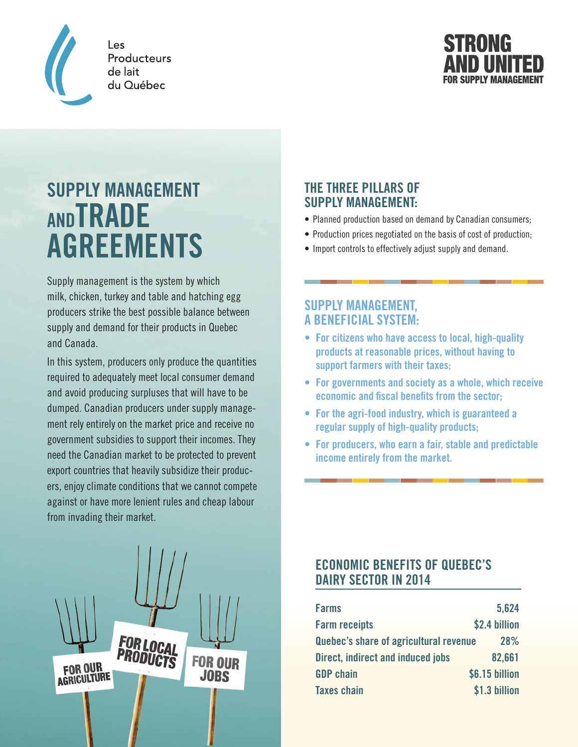Les Producteurs de lait du Québec

**STRONG AND UNITED FOR SUPPLY MANAGEMENT**

# SUPPLY MANAGEMENT AND TRADE AGREEMENTS

Supply management is the system by which milk, chicken, turkey and table and hatching egg producers strike the best possible balance between supply and demand for their products in Quebec and Canada.

In this system, producers only produce the quantities required to adequately meet local consumer demand and avoid producing surpluses that will have to be dumped. Canadian producers under supply management rely entirely on the market price and receive no government subsidies to support their incomes. They need the Canadian market to be protected to prevent export countries that heavily subsidize their producers, enjoy climate conditions that we cannot compete against or have more lenient rules and cheap labour from invading their market.

## THE THREE PILLARS OF SUPPLY MANAGEMENT:

- Planned production based on demand by Canadian consumers;
- Production prices negotiated on the basis of cost of production;
- Import controls to effectively adjust supply and demand.

## SUPPLY MANAGEMENT, A BENEFICIAL SYSTEM:

- **For citizens who have access to local, high-quality products at reasonable prices, without having to support farmers with their taxes;**
- **For governments and society as a whole, which receive economic and fiscal benefits from the sector;**
- **For the agri-food industry, which is guaranteed a regular supply of high-quality products;**
- **For producers, who earn a fair, stable and predictable income entirely from the market.**

## ECONOMIC BENEFITS OF QUEBEC'S DAIRY SECTOR IN 2014

| | |
|---|---|
| Farms | 5,624 |
| Farm receipts | $2.4 billion |
| Quebec's share of agricultural revenue | 28% |
| Direct, indirect and induced jobs | 82,661 |
| GDP chain | $6.15 billion |
| Taxes chain | $1.3 billion |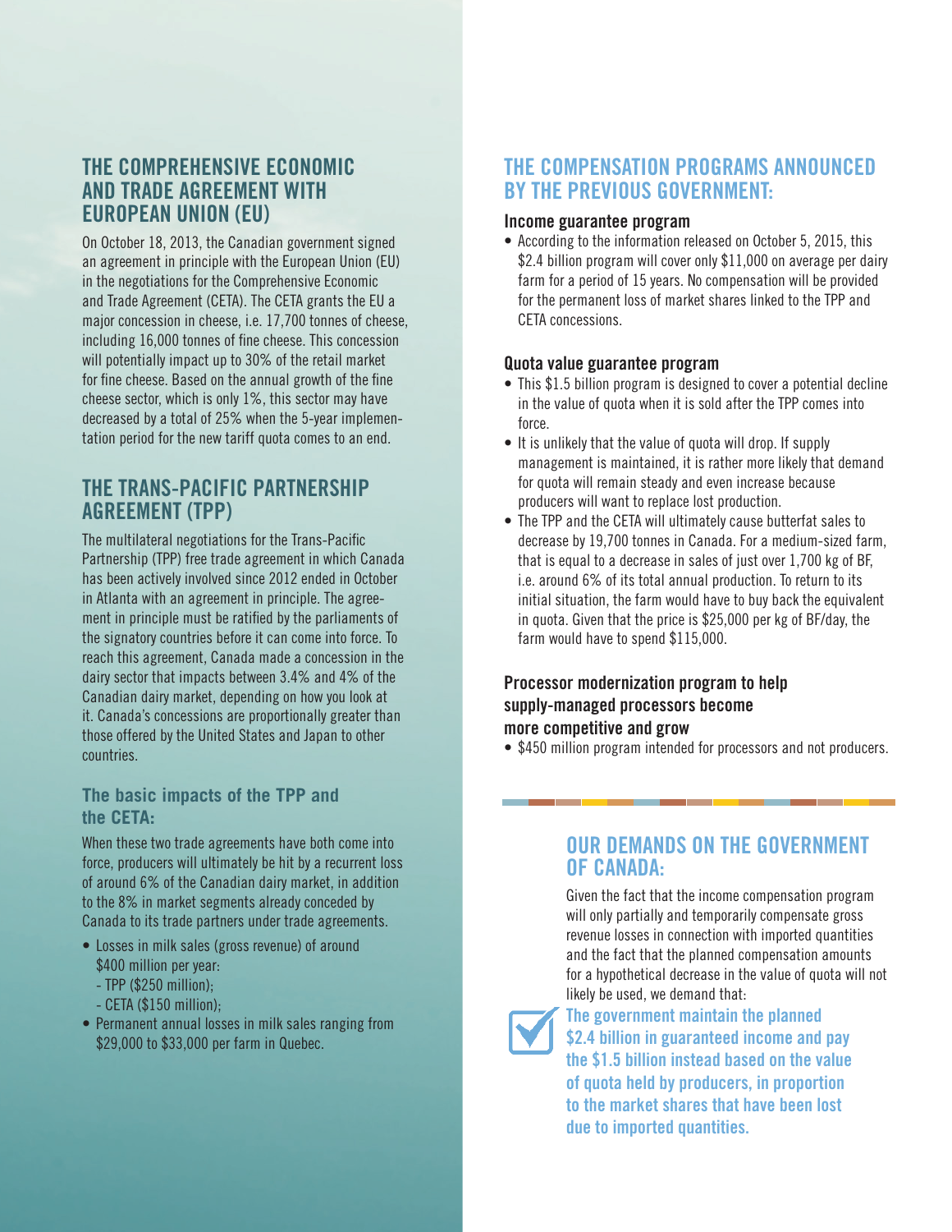## THE COMPREHENSIVE ECONOMIC AND TRADE AGREEMENT WITH EUROPEAN UNION (EU)

On October 18, 2013, the Canadian government signed an agreement in principle with the European Union (EU) in the negotiations for the Comprehensive Economic and Trade Agreement (CETA). The CETA grants the EU a major concession in cheese, i.e. 17,700 tonnes of cheese, including 16,000 tonnes of fine cheese. This concession will potentially impact up to 30% of the retail market for fine cheese. Based on the annual growth of the fine cheese sector, which is only 1%, this sector may have decreased by a total of 25% when the 5-year implementation period for the new tariff quota comes to an end.

## THE TRANS-PACIFIC PARTNERSHIP AGREEMENT (TPP)

The multilateral negotiations for the Trans-Pacific Partnership (TPP) free trade agreement in which Canada has been actively involved since 2012 ended in October in Atlanta with an agreement in principle. The agreement in principle must be ratified by the parliaments of the signatory countries before it can come into force. To reach this agreement, Canada made a concession in the dairy sector that impacts between 3.4% and 4% of the Canadian dairy market, depending on how you look at it. Canada's concessions are proportionally greater than those offered by the United States and Japan to other countries.

### The basic impacts of the TPP and the CETA:

When these two trade agreements have both come into force, producers will ultimately be hit by a recurrent loss of around 6% of the Canadian dairy market, in addition to the 8% in market segments already conceded by Canada to its trade partners under trade agreements.

- Losses in milk sales (gross revenue) of around $400 million per year:
  - TPP ($250 million);
  - CETA ($150 million);
- Permanent annual losses in milk sales ranging from $29,000 to $33,000 per farm in Quebec.

## THE COMPENSATION PROGRAMS ANNOUNCED BY THE PREVIOUS GOVERNMENT:

### Income guarantee program

- According to the information released on October 5, 2015, this $2.4 billion program will cover only $11,000 on average per dairy farm for a period of 15 years. No compensation will be provided for the permanent loss of market shares linked to the TPP and CETA concessions.

### Quota value guarantee program

- This $1.5 billion program is designed to cover a potential decline in the value of quota when it is sold after the TPP comes into force.
- It is unlikely that the value of quota will drop. If supply management is maintained, it is rather more likely that demand for quota will remain steady and even increase because producers will want to replace lost production.
- The TPP and the CETA will ultimately cause butterfat sales to decrease by 19,700 tonnes in Canada. For a medium-sized farm, that is equal to a decrease in sales of just over 1,700 kg of BF, i.e. around 6% of its total annual production. To return to its initial situation, the farm would have to buy back the equivalent in quota. Given that the price is $25,000 per kg of BF/day, the farm would have to spend $115,000.

### Processor modernization program to help supply-managed processors become more competitive and grow

- $450 million program intended for processors and not producers.

## OUR DEMANDS ON THE GOVERNMENT OF CANADA:

Given the fact that the income compensation program will only partially and temporarily compensate gross revenue losses in connection with imported quantities and the fact that the planned compensation amounts for a hypothetical decrease in the value of quota will not likely be used, we demand that:

**The government maintain the planned $2.4 billion in guaranteed income and pay the $1.5 billion instead based on the value of quota held by producers, in proportion to the market shares that have been lost due to imported quantities.**